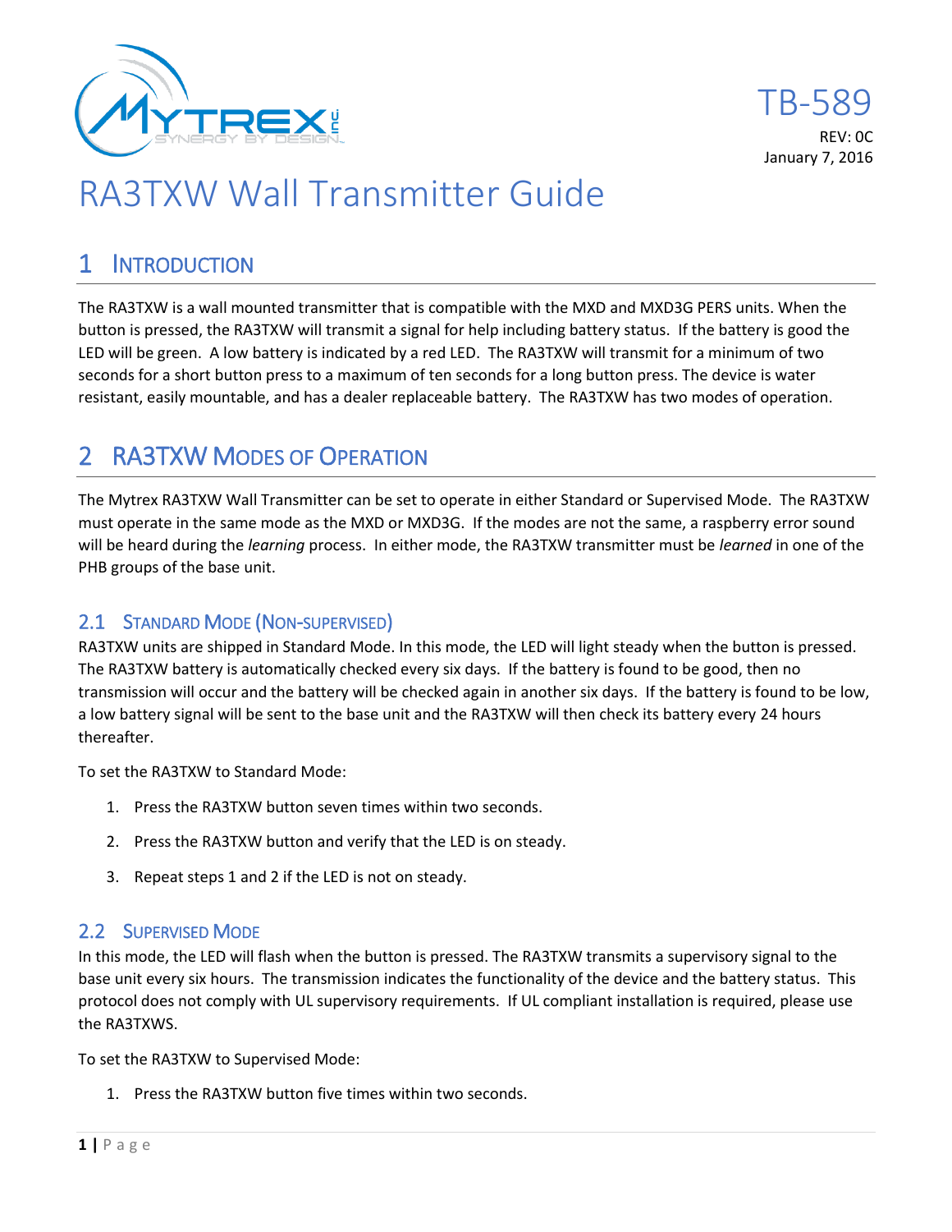TB-589

REV: 0C

January 7, 2016

# RA3TXW Wall Transmitter Guide

## 1 Introduction

The RA3TXW is a wall mounted transmitter that is compatible with the MXD and MXD3G PERS units. When the button is pressed, the RA3TXW will transmit a signal for help including battery status. If the battery is good the LED will be green. A low battery is indicated by a red LED. The RA3TXW will transmit for a minimum of two seconds for a short button press to a maximum of ten seconds for a long button press. The device is water resistant, easily mountable, and has a dealer replaceable battery. The RA3TXW has two modes of operation.

## 2 RA3TXW Modes of Operation

The Mytrex RA3TXW Wall Transmitter can be set to operate in either Standard or Supervised Mode. The RA3TXW must operate in the same mode as the MXD or MXD3G. If the modes are not the same, a raspberry error sound will be heard during the *learning* process. In either mode, the RA3TXW transmitter must be *learned* in one of the PHB groups of the base unit.

### 2.1 Standard Mode (Non-supervised)

RA3TXW units are shipped in Standard Mode. In this mode, the LED will light steady when the button is pressed. The RA3TXW battery is automatically checked every six days. If the battery is found to be good, then no transmission will occur and the battery will be checked again in another six days. If the battery is found to be low, a low battery signal will be sent to the base unit and the RA3TXW will then check its battery every 24 hours thereafter.

To set the RA3TXW to Standard Mode:

1. Press the RA3TXW button seven times within two seconds.
2. Press the RA3TXW button and verify that the LED is on steady.
3. Repeat steps 1 and 2 if the LED is not on steady.

### 2.2 Supervised Mode

In this mode, the LED will flash when the button is pressed. The RA3TXW transmits a supervisory signal to the base unit every six hours. The transmission indicates the functionality of the device and the battery status. This protocol does not comply with UL supervisory requirements. If UL compliant installation is required, please use the RA3TXWS.

To set the RA3TXW to Supervised Mode:

1. Press the RA3TXW button five times within two seconds.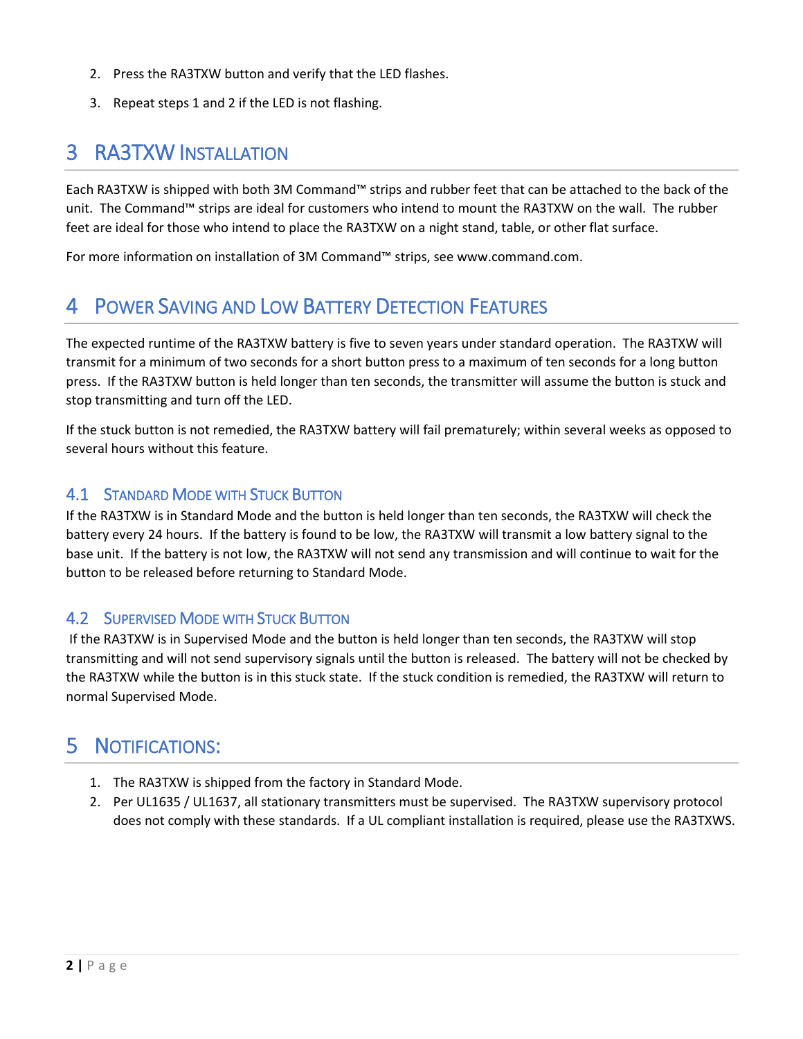2. Press the RA3TXW button and verify that the LED flashes.
3. Repeat steps 1 and 2 if the LED is not flashing.

# 3 RA3TXW Installation

Each RA3TXW is shipped with both 3M Command™ strips and rubber feet that can be attached to the back of the unit. The Command™ strips are ideal for customers who intend to mount the RA3TXW on the wall. The rubber feet are ideal for those who intend to place the RA3TXW on a night stand, table, or other flat surface.

For more information on installation of 3M Command™ strips, see www.command.com.

# 4 Power Saving and Low Battery Detection Features

The expected runtime of the RA3TXW battery is five to seven years under standard operation. The RA3TXW will transmit for a minimum of two seconds for a short button press to a maximum of ten seconds for a long button press. If the RA3TXW button is held longer than ten seconds, the transmitter will assume the button is stuck and stop transmitting and turn off the LED.

If the stuck button is not remedied, the RA3TXW battery will fail prematurely; within several weeks as opposed to several hours without this feature.

## 4.1 Standard Mode with Stuck Button

If the RA3TXW is in Standard Mode and the button is held longer than ten seconds, the RA3TXW will check the battery every 24 hours. If the battery is found to be low, the RA3TXW will transmit a low battery signal to the base unit. If the battery is not low, the RA3TXW will not send any transmission and will continue to wait for the button to be released before returning to Standard Mode.

## 4.2 Supervised Mode with Stuck Button

If the RA3TXW is in Supervised Mode and the button is held longer than ten seconds, the RA3TXW will stop transmitting and will not send supervisory signals until the button is released. The battery will not be checked by the RA3TXW while the button is in this stuck state. If the stuck condition is remedied, the RA3TXW will return to normal Supervised Mode.

# 5 Notifications:

1. The RA3TXW is shipped from the factory in Standard Mode.
2. Per UL1635 / UL1637, all stationary transmitters must be supervised. The RA3TXW supervisory protocol does not comply with these standards. If a UL compliant installation is required, please use the RA3TXWS.